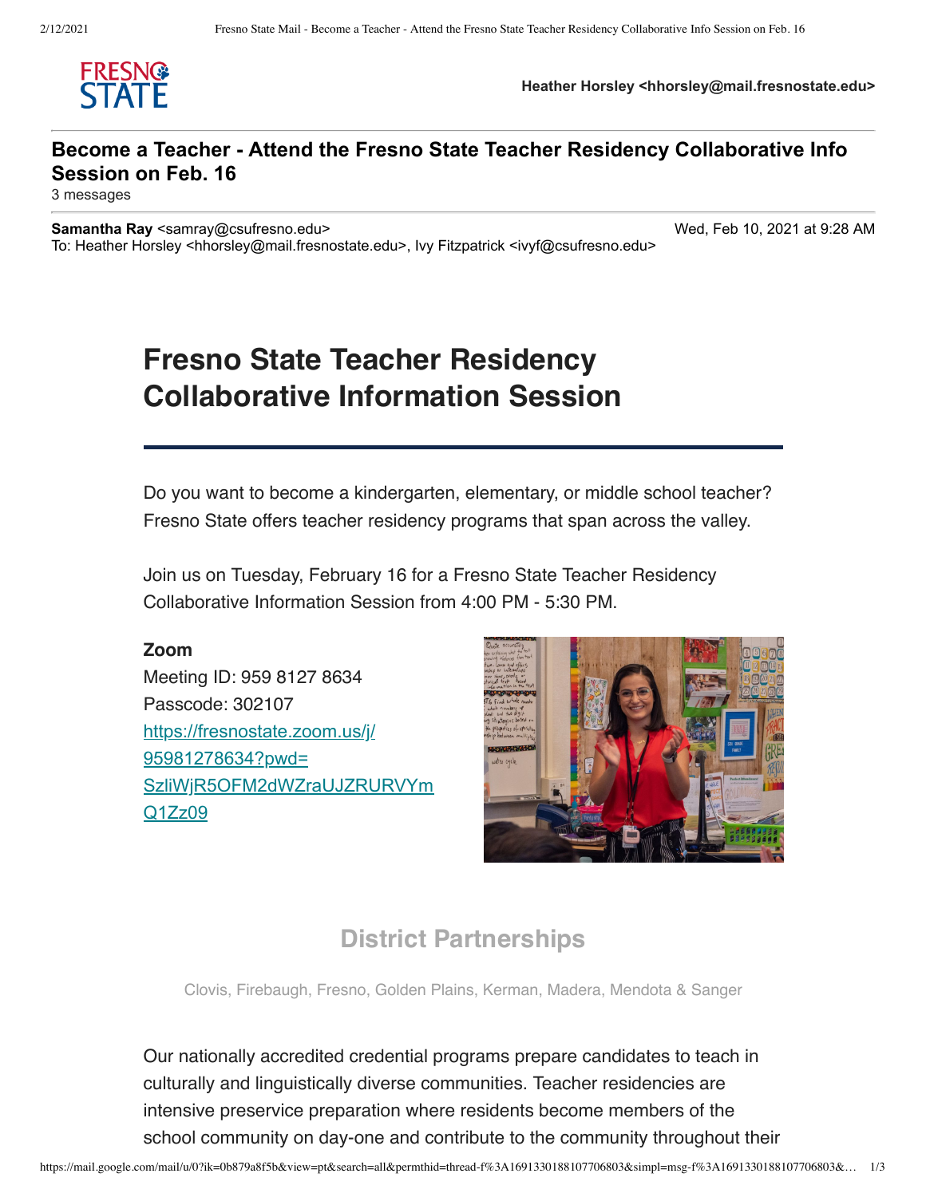Heather Horsley <hhorsley@mail.fresnostate.edu>

**Become a Teacher - Attend the Fresno State Teacher Residency Collaborative Info Session on Feb. 16**

3 messages

**Samantha Ray** <samray@csufresno.edu> Wed, Feb 10, 2021 at 9:28 AM
To: Heather Horsley <hhorsley@mail.fresnostate.edu>, Ivy Fitzpatrick <ivyf@csufresno.edu>

# Fresno State Teacher Residency Collaborative Information Session

Do you want to become a kindergarten, elementary, or middle school teacher? Fresno State offers teacher residency programs that span across the valley.

Join us on Tuesday, February 16 for a Fresno State Teacher Residency Collaborative Information Session from 4:00 PM - 5:30 PM.

**Zoom**
Meeting ID: 959 8127 8634
Passcode: 302107
https://fresnostate.zoom.us/j/95981278634?pwd=SzliWjR5OFM2dWZraUJZRURVYmQ1Zz09

## District Partnerships

Clovis, Firebaugh, Fresno, Golden Plains, Kerman, Madera, Mendota & Sanger

Our nationally accredited credential programs prepare candidates to teach in culturally and linguistically diverse communities. Teacher residencies are intensive preservice preparation where residents become members of the school community on day-one and contribute to the community throughout their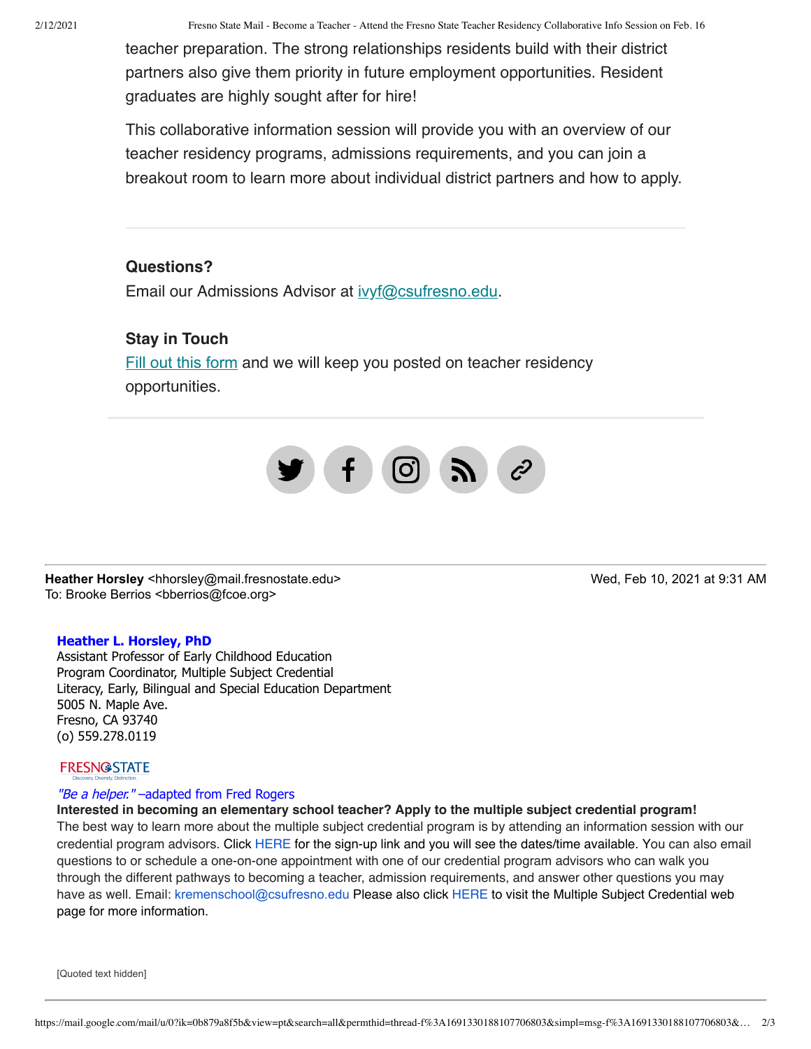teacher preparation. The strong relationships residents build with their district partners also give them priority in future employment opportunities. Resident graduates are highly sought after for hire!

This collaborative information session will provide you with an overview of our teacher residency programs, admissions requirements, and you can join a breakout room to learn more about individual district partners and how to apply.

---

**Questions?**

Email our Admissions Advisor at ivyf@csufresno.edu.

**Stay in Touch**

Fill out this form and we will keep you posted on teacher residency opportunities.

---

**Heather Horsley** <hhorsley@mail.fresnostate.edu>
To: Brooke Berrios <bberrios@fcoe.org>

Wed, Feb 10, 2021 at 9:31 AM

**Heather L. Horsley, PhD**
Assistant Professor of Early Childhood Education
Program Coordinator, Multiple Subject Credential
Literacy, Early, Bilingual and Special Education Department
5005 N. Maple Ave.
Fresno, CA 93740
(o) 559.278.0119

FRESNO STATE
Discovery. Diversity. Distinction.

*"Be a helper."* –adapted from Fred Rogers

**Interested in becoming an elementary school teacher? Apply to the multiple subject credential program!**
The best way to learn more about the multiple subject credential program is by attending an information session with our credential program advisors. Click HERE for the sign-up link and you will see the dates/time available. You can also email questions to or schedule a one-on-one appointment with one of our credential program advisors who can walk you through the different pathways to becoming a teacher, admission requirements, and answer other questions you may have as well. Email: kremenschool@csufresno.edu Please also click HERE to visit the Multiple Subject Credential web page for more information.

[Quoted text hidden]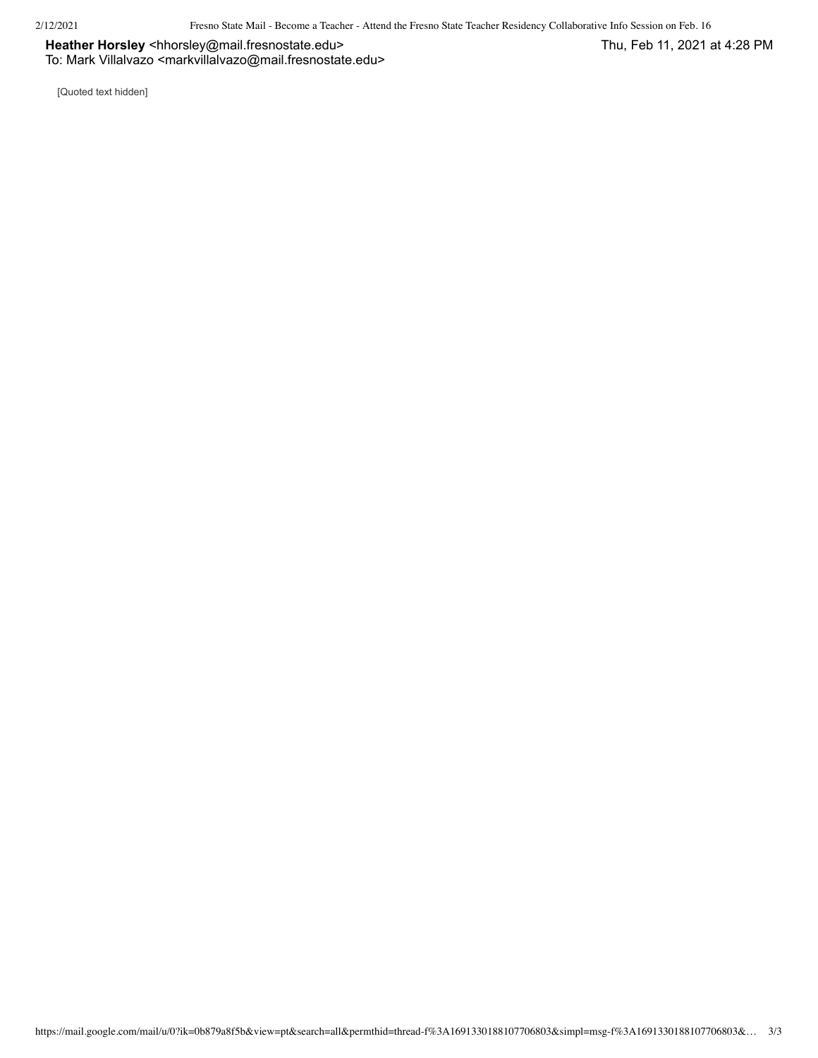**Heather Horsley** <hhorsley@mail.fresnostate.edu> Thu, Feb 11, 2021 at 4:28 PM
To: Mark Villalvazo <markvillalvazo@mail.fresnostate.edu>

[Quoted text hidden]